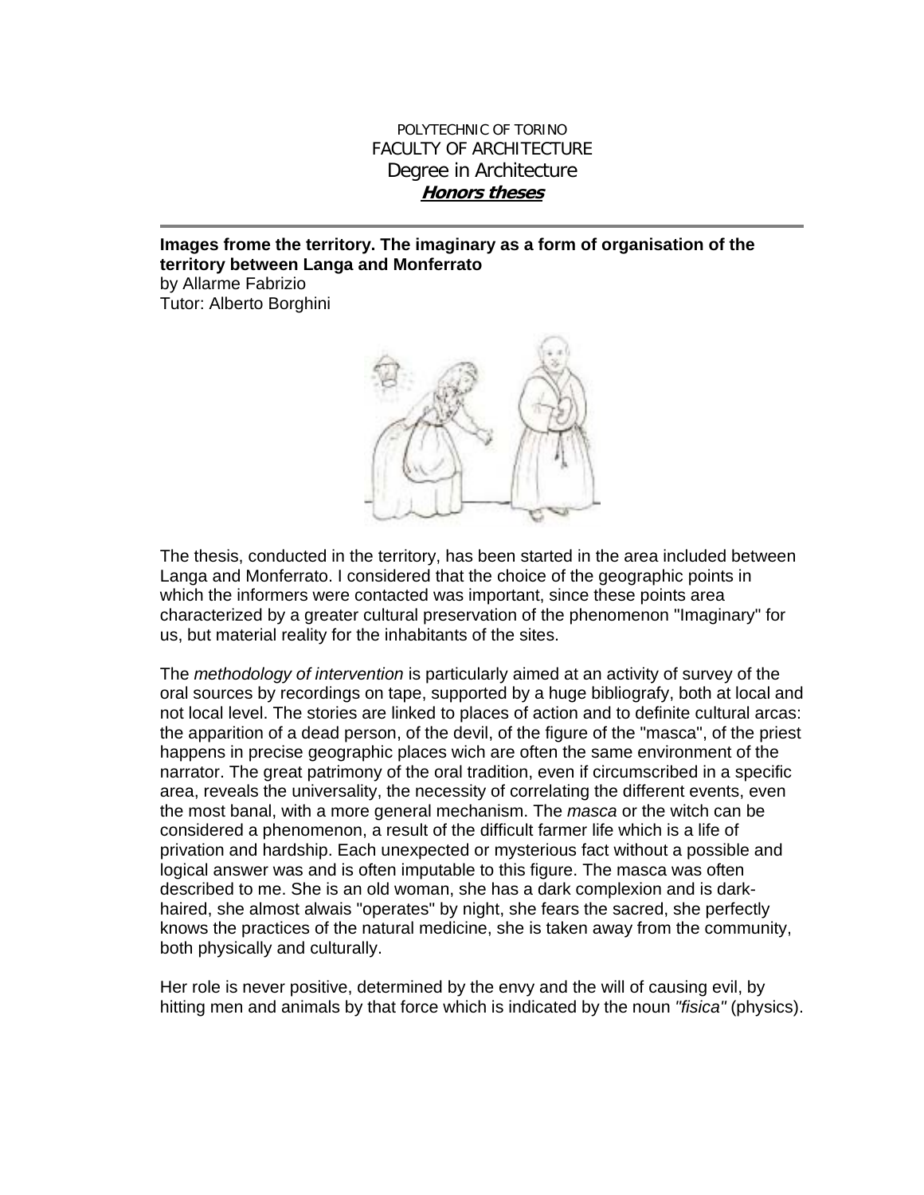POLYTECHNIC OF TORINO
FACULTY OF ARCHITECTURE
Degree in Architecture
***Honors theses***

---

**Images frome the territory. The imaginary as a form of organisation of the territory between Langa and Monferrato**
by Allarme Fabrizio
Tutor: Alberto Borghini

The thesis, conducted in the territory, has been started in the area included between Langa and Monferrato. I considered that the choice of the geographic points in which the informers were contacted was important, since these points area characterized by a greater cultural preservation of the phenomenon "Imaginary" for us, but material reality for the inhabitants of the sites.

The *methodology of intervention* is particularly aimed at an activity of survey of the oral sources by recordings on tape, supported by a huge bibliografy, both at local and not local level. The stories are linked to places of action and to definite cultural arcas: the apparition of a dead person, of the devil, of the figure of the "masca", of the priest happens in precise geographic places wich are often the same environment of the narrator. The great patrimony of the oral tradition, even if circumscribed in a specific area, reveals the universality, the necessity of correlating the different events, even the most banal, with a more general mechanism. The *masca* or the witch can be considered a phenomenon, a result of the difficult farmer life which is a life of privation and hardship. Each unexpected or mysterious fact without a possible and logical answer was and is often imputable to this figure. The masca was often described to me. She is an old woman, she has a dark complexion and is dark-haired, she almost alwais "operates" by night, she fears the sacred, she perfectly knows the practices of the natural medicine, she is taken away from the community, both physically and culturally.

Her role is never positive, determined by the envy and the will of causing evil, by hitting men and animals by that force which is indicated by the noun *"fisica"* (physics).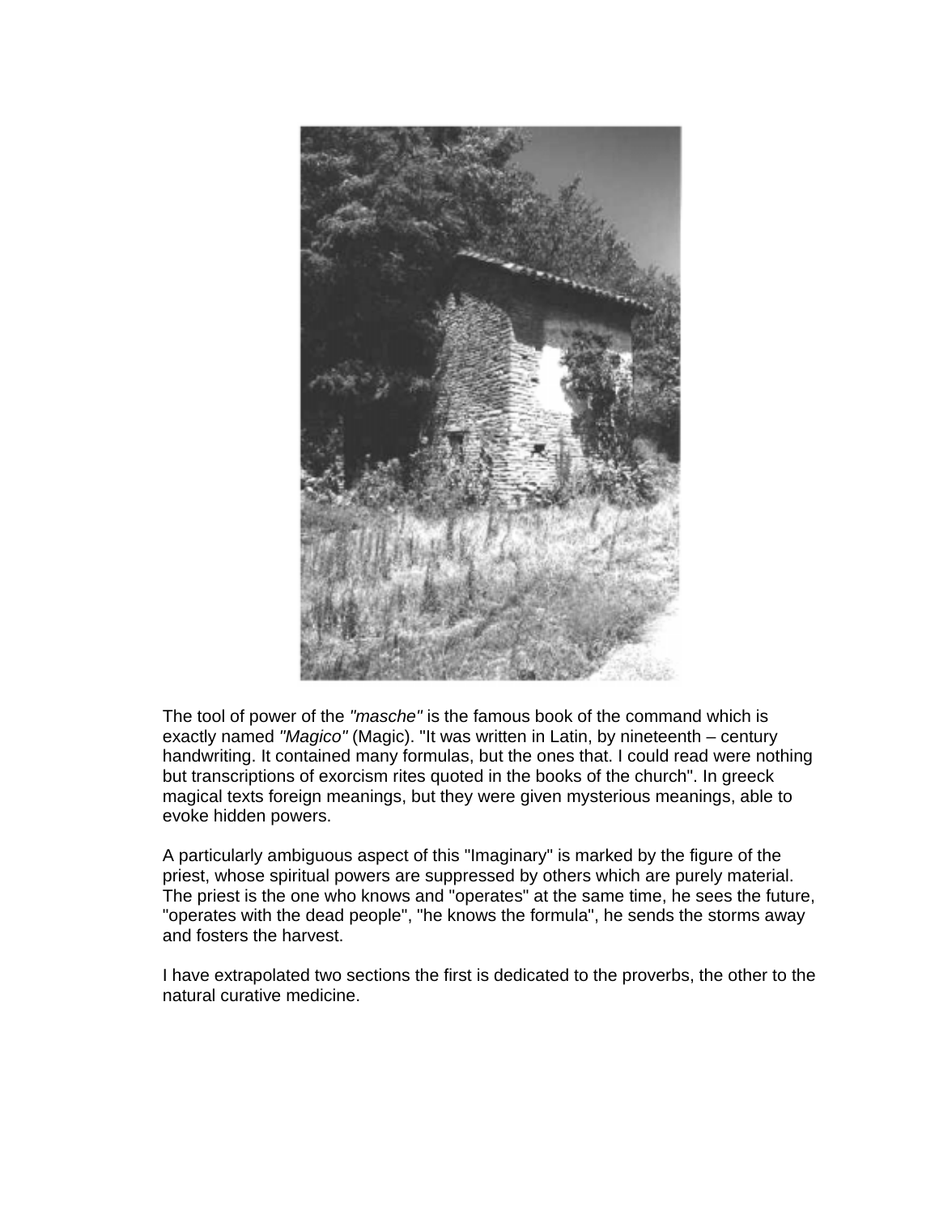The tool of power of the *"masche"* is the famous book of the command which is exactly named *"Magico"* (Magic). "It was written in Latin, by nineteenth – century handwriting. It contained many formulas, but the ones that. I could read were nothing but transcriptions of exorcism rites quoted in the books of the church". In greeck magical texts foreign meanings, but they were given mysterious meanings, able to evoke hidden powers.

A particularly ambiguous aspect of this "Imaginary" is marked by the figure of the priest, whose spiritual powers are suppressed by others which are purely material. The priest is the one who knows and "operates" at the same time, he sees the future, "operates with the dead people", "he knows the formula", he sends the storms away and fosters the harvest.

I have extrapolated two sections the first is dedicated to the proverbs, the other to the natural curative medicine.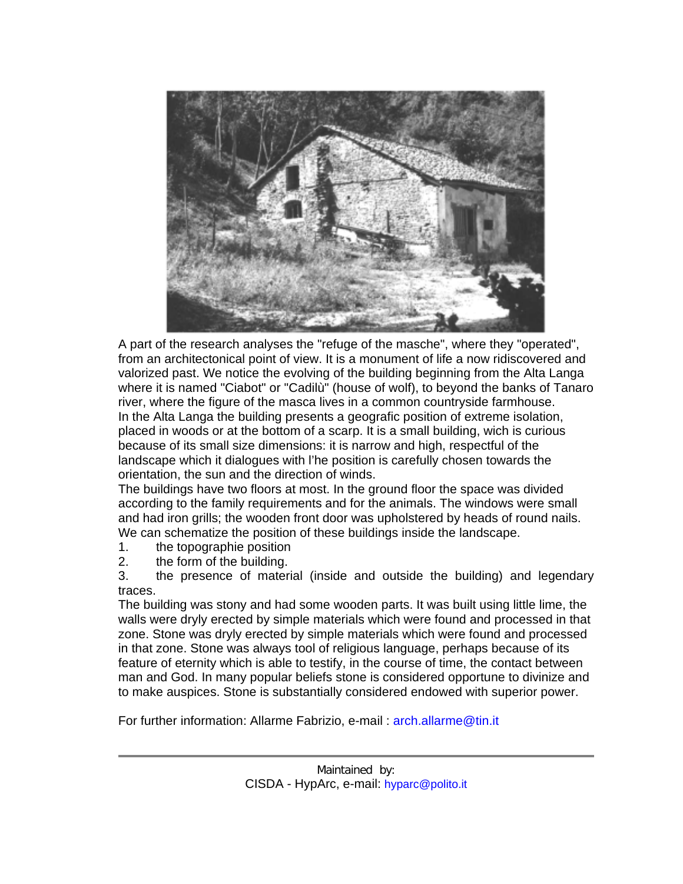A part of the research analyses the "refuge of the masche", where they "operated", from an architectonical point of view. It is a monument of life a now ridiscovered and valorized past. We notice the evolving of the building beginning from the Alta Langa where it is named "Ciabot" or "Cadilù" (house of wolf), to beyond the banks of Tanaro river, where the figure of the masca lives in a common countryside farmhouse.
In the Alta Langa the building presents a geografic position of extreme isolation, placed in woods or at the bottom of a scarp. It is a small building, wich is curious because of its small size dimensions: it is narrow and high, respectful of the landscape which it dialogues with l'he position is carefully chosen towards the orientation, the sun and the direction of winds.
The buildings have two floors at most. In the ground floor the space was divided according to the family requirements and for the animals. The windows were small and had iron grills; the wooden front door was upholstered by heads of round nails.
We can schematize the position of these buildings inside the landscape.

1. the topographie position
2. the form of the building.
3. the presence of material (inside and outside the building) and legendary traces.

The building was stony and had some wooden parts. It was built using little lime, the walls were dryly erected by simple materials which were found and processed in that zone. Stone was dryly erected by simple materials which were found and processed in that zone. Stone was always tool of religious language, perhaps because of its feature of eternity which is able to testify, in the course of time, the contact between man and God. In many popular beliefs stone is considered opportune to divinize and to make auspices. Stone is substantially considered endowed with superior power.

For further information: Allarme Fabrizio, e-mail : arch.allarme@tin.it

---

Maintained by:
CISDA - HypArc, e-mail: hyparc@polito.it